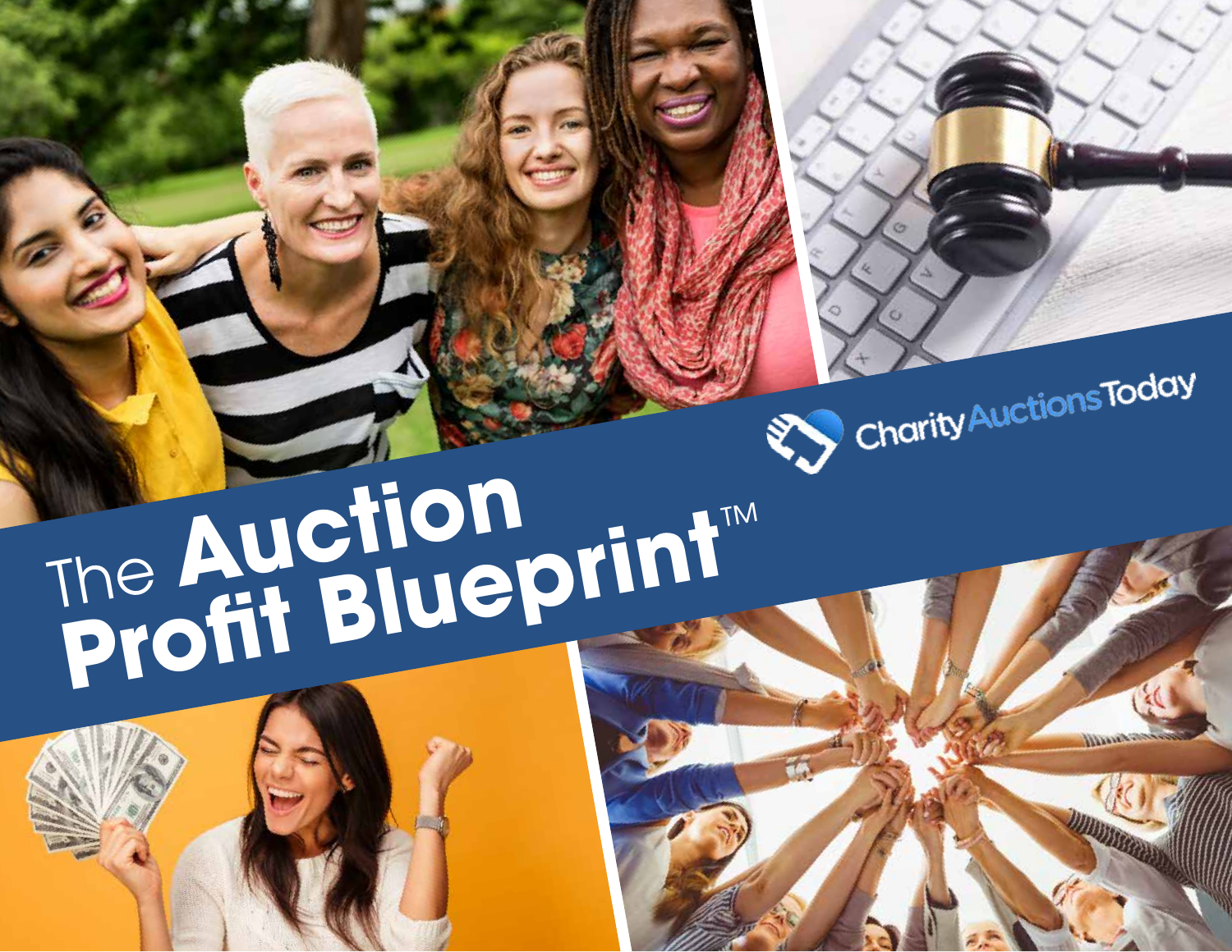# The Auction Profit Blueprint™

CharityAuctionsToday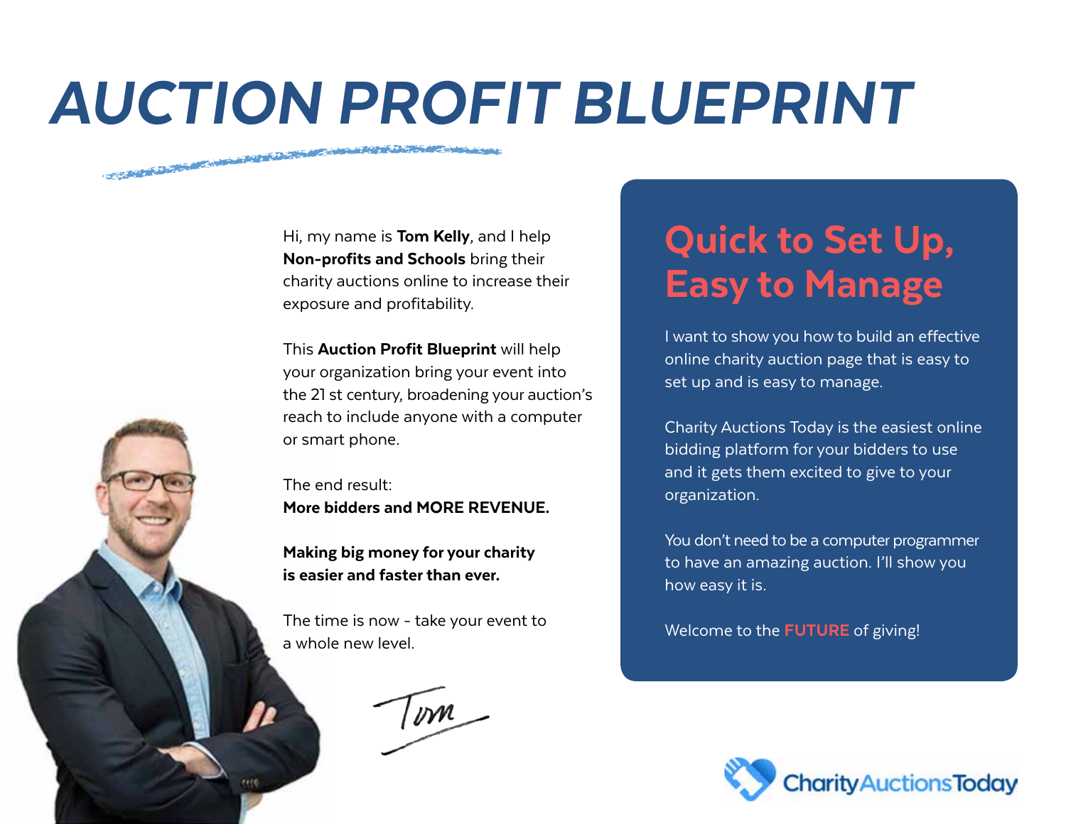# AUCTION PROFIT BLUEPRINT

Hi, my name is **Tom Kelly**, and I help **Non-profits and Schools** bring their charity auctions online to increase their exposure and profitability.

This **Auction Profit Blueprint** will help your organization bring your event into the 21 st century, broadening your auction's reach to include anyone with a computer or smart phone.

The end result:
**More bidders and MORE REVENUE.**

**Making big money for your charity is easier and faster than ever.**

The time is now - take your event to a whole new level.

Tom

## Quick to Set Up, Easy to Manage

I want to show you how to build an effective online charity auction page that is easy to set up and is easy to manage.

Charity Auctions Today is the easiest online bidding platform for your bidders to use and it gets them excited to give to your organization.

You don't need to be a computer programmer to have an amazing auction. I'll show you how easy it is.

Welcome to the **FUTURE** of giving!

CharityAuctionsToday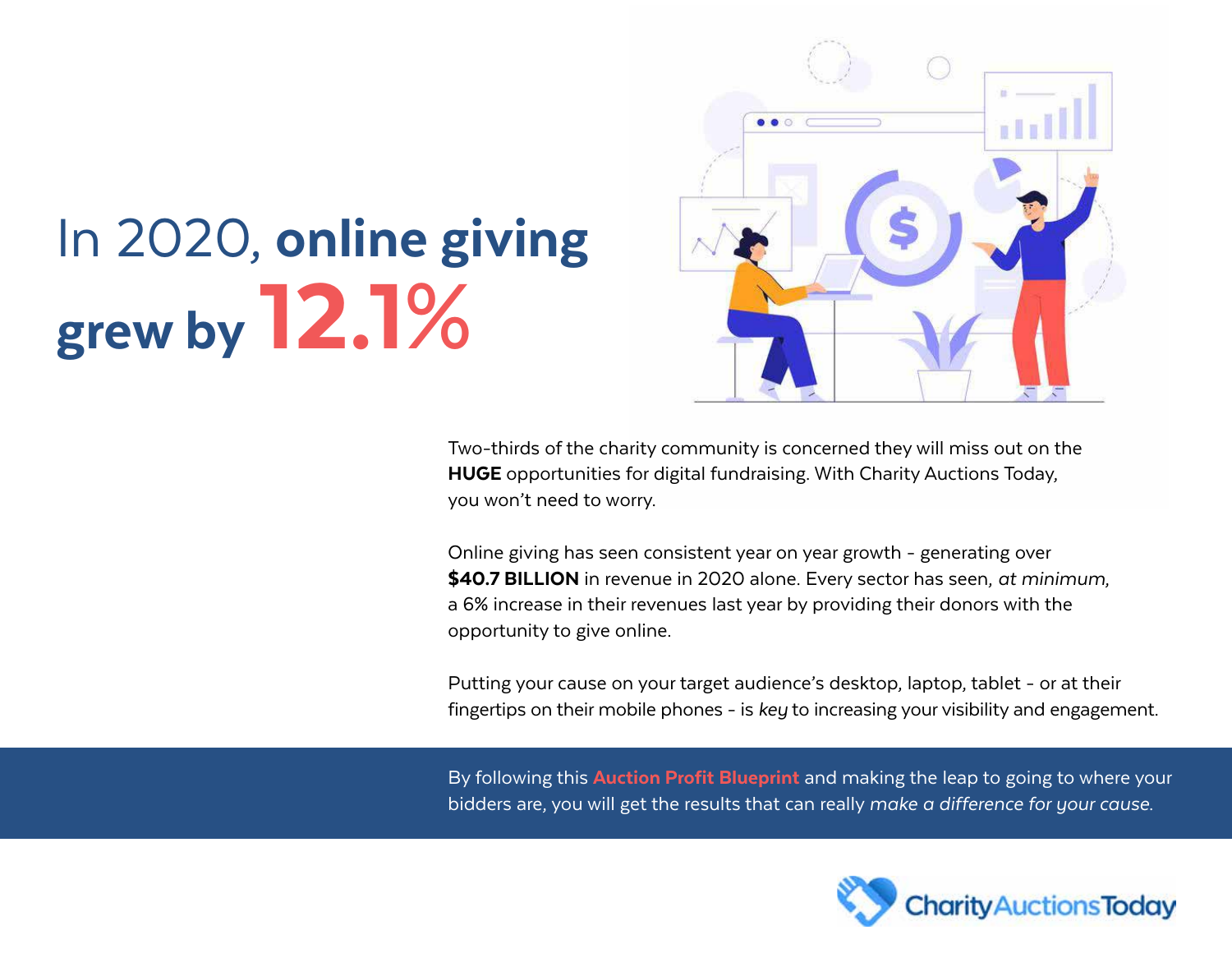# In 2020, **online giving grew by 12.1%**

Two-thirds of the charity community is concerned they will miss out on the **HUGE** opportunities for digital fundraising. With Charity Auctions Today, you won't need to worry.

Online giving has seen consistent year on year growth - generating over **$40.7 BILLION** in revenue in 2020 alone. Every sector has seen, *at minimum,* a 6% increase in their revenues last year by providing their donors with the opportunity to give online.

Putting your cause on your target audience's desktop, laptop, tablet - or at their fingertips on their mobile phones - is *key* to increasing your visibility and engagement.

By following this **Auction Profit Blueprint** and making the leap to going to where your bidders are, you will get the results that can really *make a difference for your cause.*

CharityAuctionsToday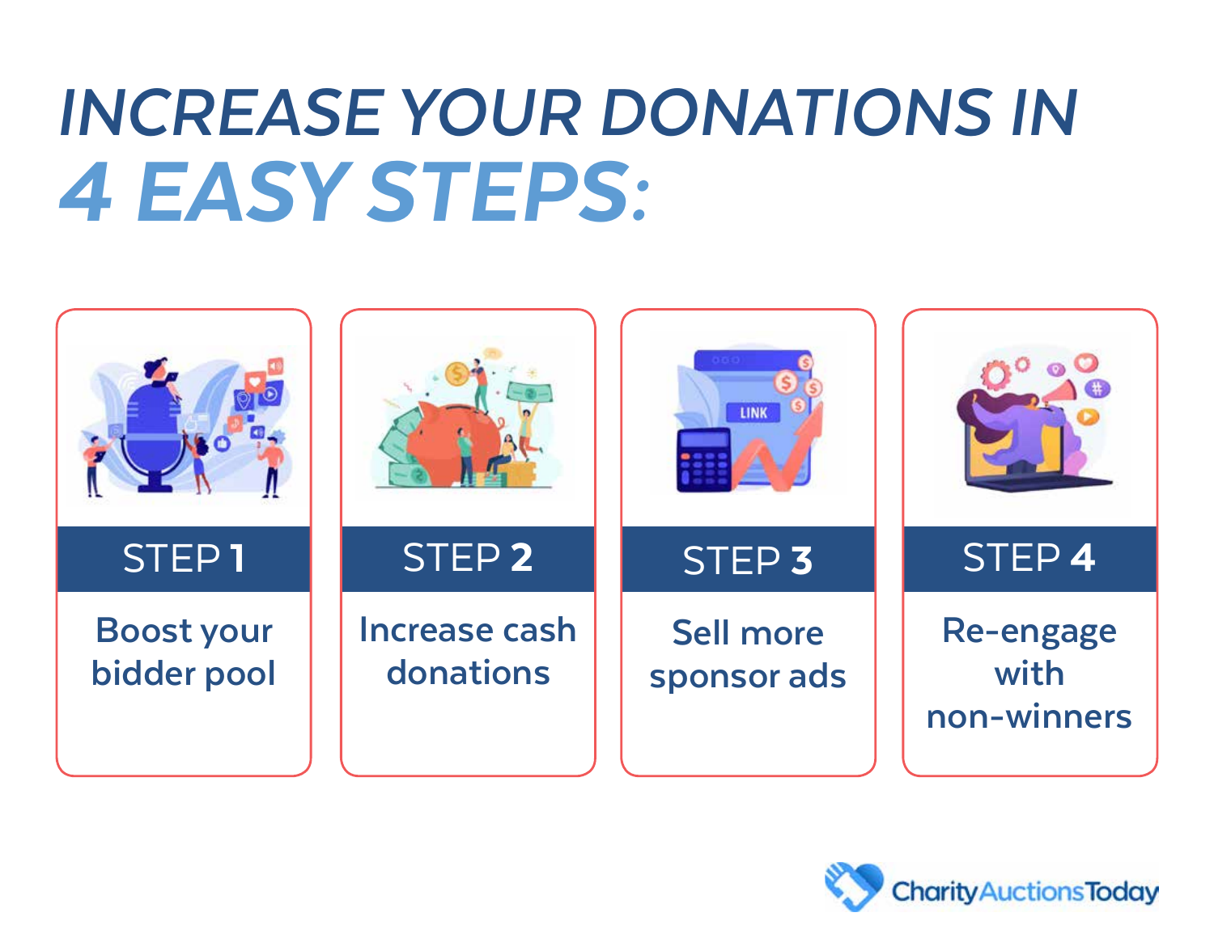# INCREASE YOUR DONATIONS IN 4 EASY STEPS:

**STEP 1**

Boost your bidder pool

**STEP 2**

Increase cash donations

**STEP 3**

Sell more sponsor ads

**STEP 4**

Re-engage with non-winners

CharityAuctionsToday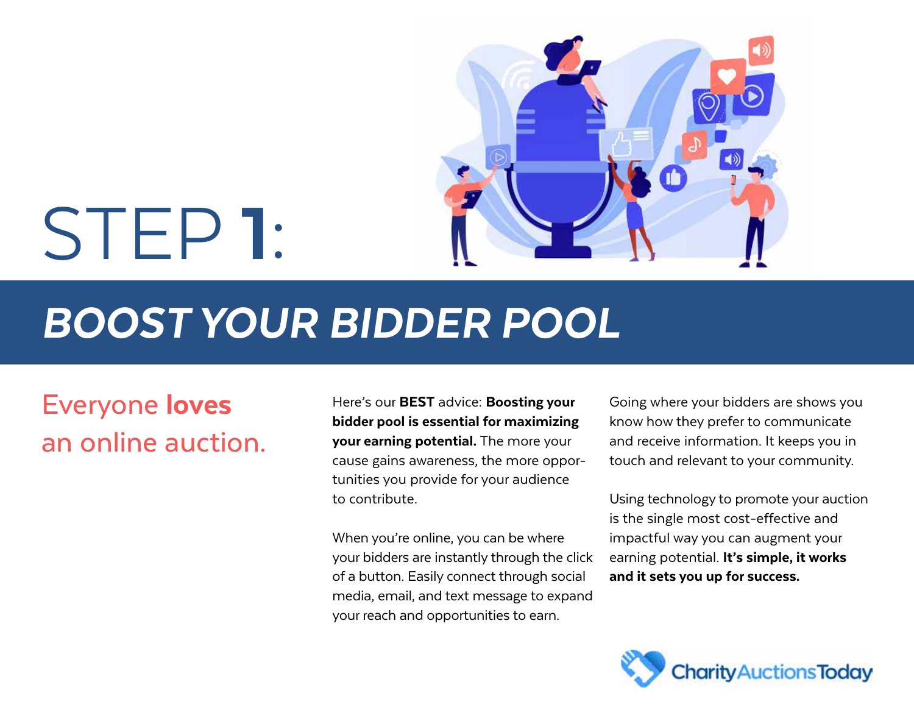# STEP 1:

## *BOOST YOUR BIDDER POOL*

### Everyone **loves** an online auction.

Here's our **BEST** advice: **Boosting your bidder pool is essential for maximizing your earning potential.** The more your cause gains awareness, the more opportunities you provide for your audience to contribute.

When you're online, you can be where your bidders are instantly through the click of a button. Easily connect through social media, email, and text message to expand your reach and opportunities to earn.

Going where your bidders are shows you know how they prefer to communicate and receive information. It keeps you in touch and relevant to your community.

Using technology to promote your auction is the single most cost-effective and impactful way you can augment your earning potential. **It's simple, it works and it sets you up for success.**

CharityAuctionsToday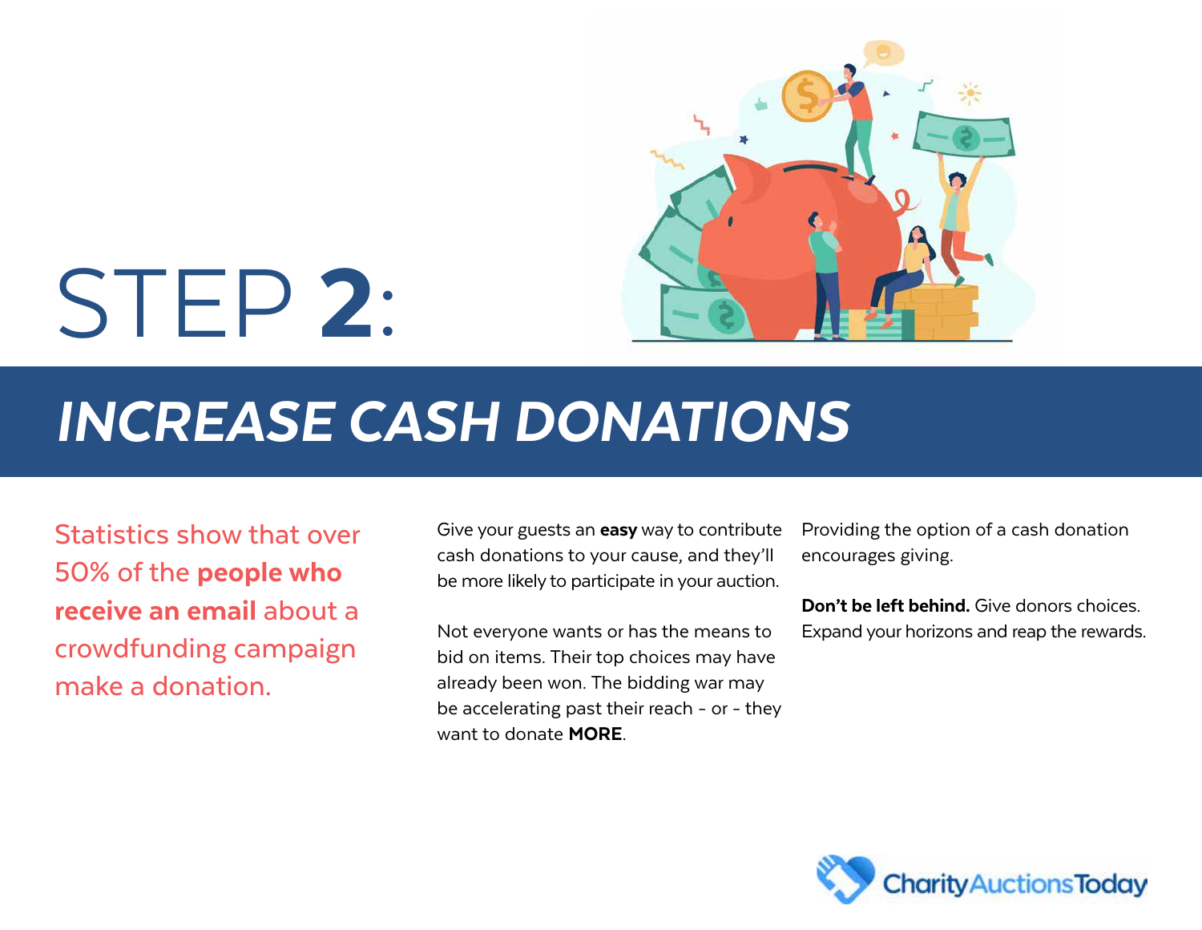# STEP **2**:

## *INCREASE CASH DONATIONS*

Statistics show that over 50% of the **people who receive an email** about a crowdfunding campaign make a donation.

Give your guests an **easy** way to contribute cash donations to your cause, and they'll be more likely to participate in your auction.

Not everyone wants or has the means to bid on items. Their top choices may have already been won. The bidding war may be accelerating past their reach - or - they want to donate **MORE**.

Providing the option of a cash donation encourages giving.

**Don't be left behind.** Give donors choices. Expand your horizons and reap the rewards.

CharityAuctionsToday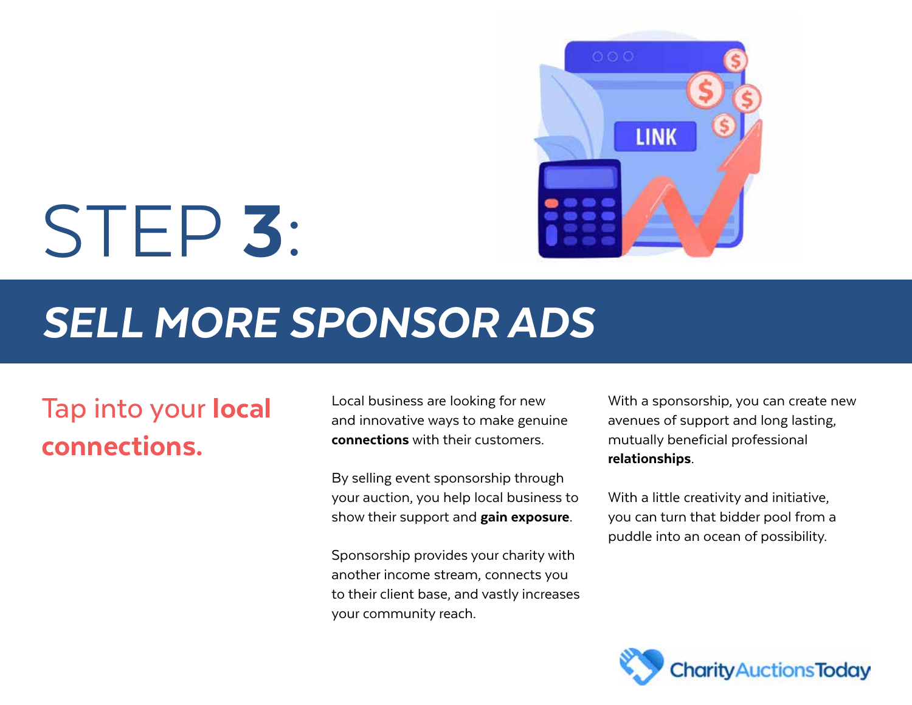# STEP **3**:

## *SELL MORE SPONSOR ADS*

### Tap into your **local connections.**

Local business are looking for new and innovative ways to make genuine **connections** with their customers.

By selling event sponsorship through your auction, you help local business to show their support and **gain exposure**.

Sponsorship provides your charity with another income stream, connects you to their client base, and vastly increases your community reach.

With a sponsorship, you can create new avenues of support and long lasting, mutually beneficial professional **relationships**.

With a little creativity and initiative, you can turn that bidder pool from a puddle into an ocean of possibility.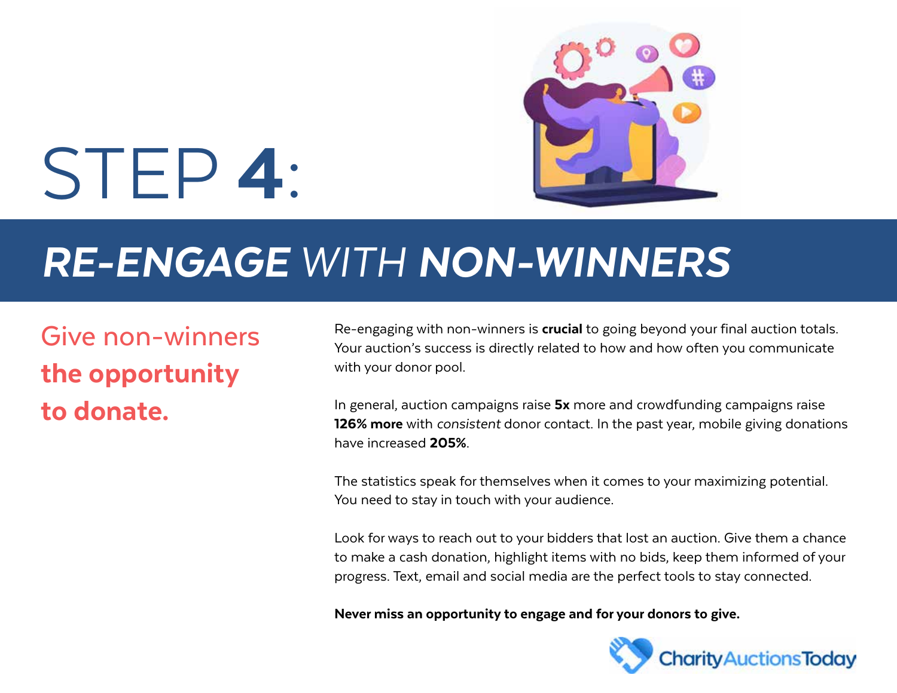# STEP **4**:

## ***RE-ENGAGE*** *WITH* ***NON-WINNERS***

Give non-winners **the opportunity to donate.**

Re-engaging with non-winners is **crucial** to going beyond your final auction totals. Your auction's success is directly related to how and how often you communicate with your donor pool.

In general, auction campaigns raise **5x** more and crowdfunding campaigns raise **126% more** with *consistent* donor contact. In the past year, mobile giving donations have increased **205%**.

The statistics speak for themselves when it comes to your maximizing potential. You need to stay in touch with your audience.

Look for ways to reach out to your bidders that lost an auction. Give them a chance to make a cash donation, highlight items with no bids, keep them informed of your progress. Text, email and social media are the perfect tools to stay connected.

**Never miss an opportunity to engage and for your donors to give.**

CharityAuctionsToday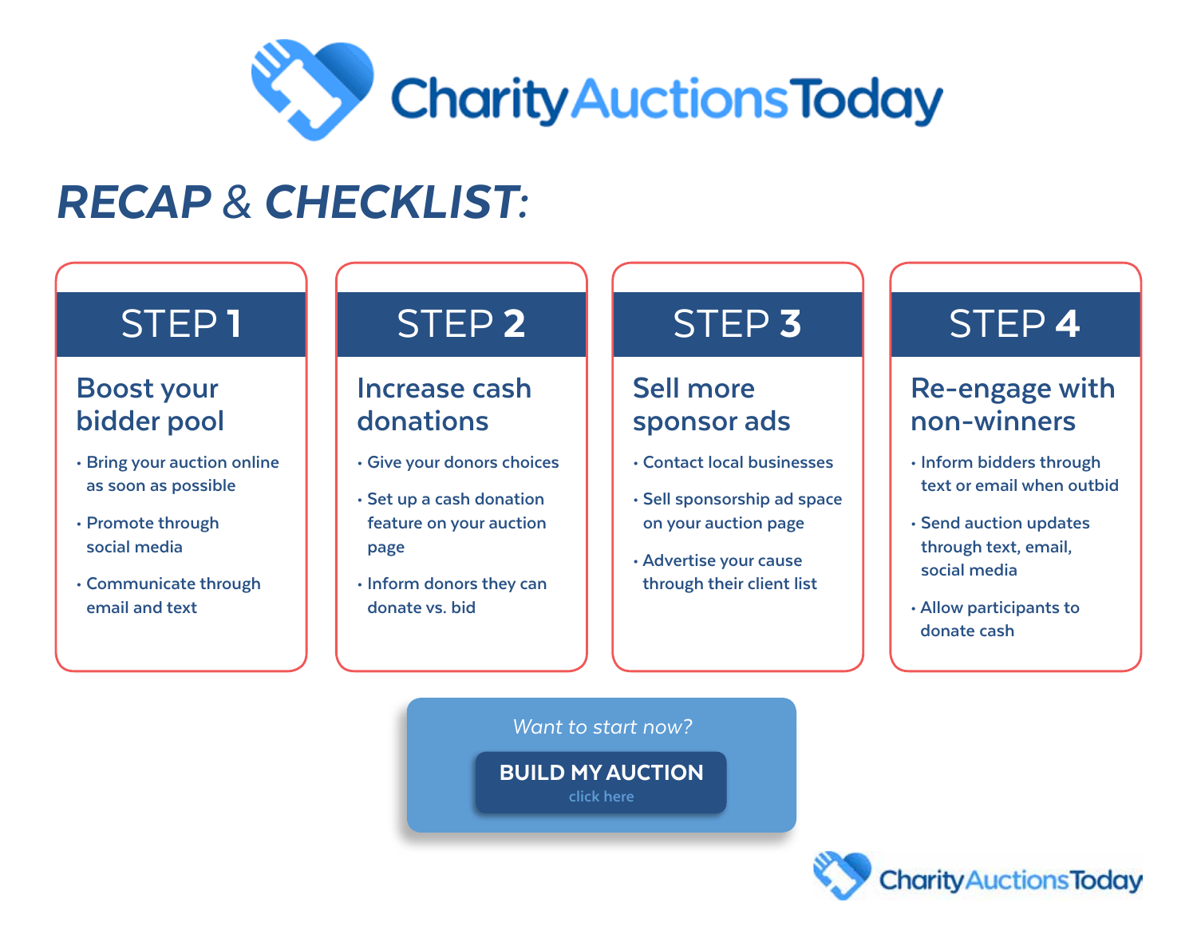# Charity Auctions Today

## *RECAP & CHECKLIST:*

### STEP 1

**Boost your bidder pool**

- Bring your auction online as soon as possible
- Promote through social media
- Communicate through email and text

### STEP 2

**Increase cash donations**

- Give your donors choices
- Set up a cash donation feature on your auction page
- Inform donors they can donate vs. bid

### STEP 3

**Sell more sponsor ads**

- Contact local businesses
- Sell sponsorship ad space on your auction page
- Advertise your cause through their client list

### STEP 4

**Re-engage with non-winners**

- Inform bidders through text or email when outbid
- Send auction updates through text, email, social media
- Allow participants to donate cash

*Want to start now?*

**BUILD MY AUCTION**
click here

Charity Auctions Today